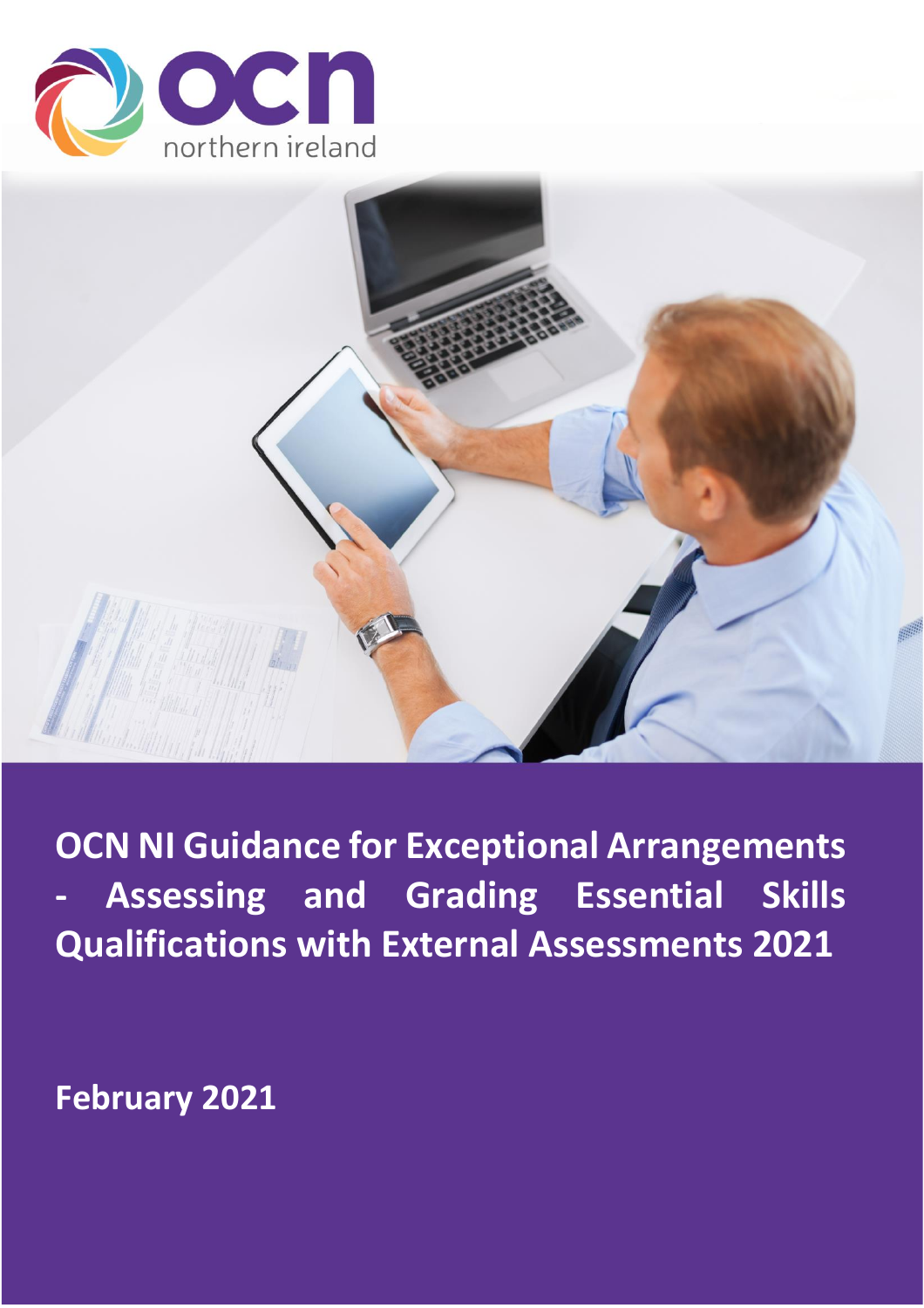# OCN NI Guidance for Exceptional Arrangements - Assessing and Grading Essential Skills Qualifications with External Assessments 2021

**February 2021**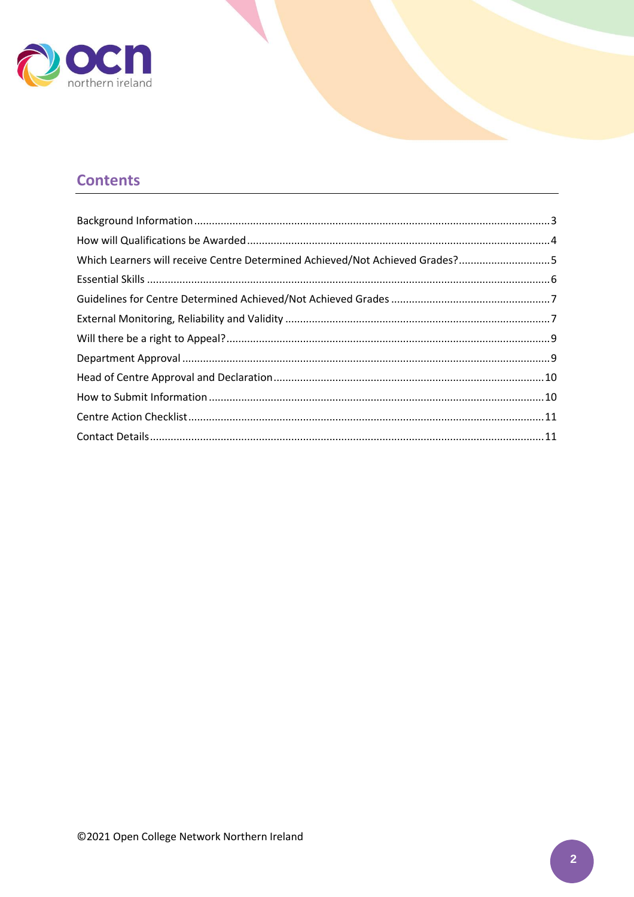## Contents

Background Information .......................................................................................................................3
How will Qualifications be Awarded ......................................................................................................4
Which Learners will receive Centre Determined Achieved/Not Achieved Grades? ...............................5
Essential Skills .......................................................................................................................................6
Guidelines for Centre Determined Achieved/Not Achieved Grades ......................................................7
External Monitoring, Reliability and Validity .........................................................................................7
Will there be a right to Appeal? .............................................................................................................9
Department Approval ............................................................................................................................9
Head of Centre Approval and Declaration ...........................................................................................10
How to Submit Information .................................................................................................................10
Centre Action Checklist ........................................................................................................................11
Contact Details .....................................................................................................................................11

©2021 Open College Network Northern Ireland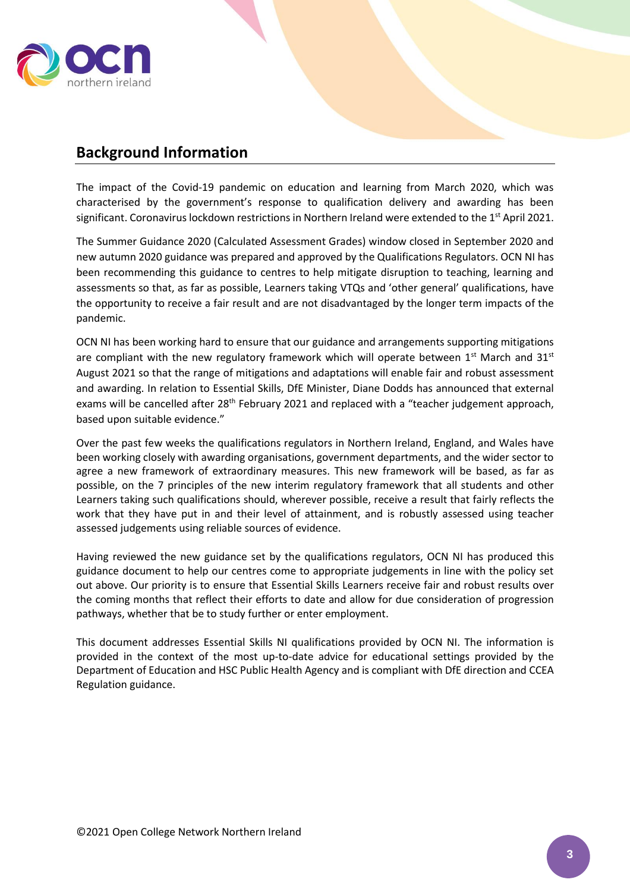## Background Information

The impact of the Covid-19 pandemic on education and learning from March 2020, which was characterised by the government's response to qualification delivery and awarding has been significant. Coronavirus lockdown restrictions in Northern Ireland were extended to the 1st April 2021.

The Summer Guidance 2020 (Calculated Assessment Grades) window closed in September 2020 and new autumn 2020 guidance was prepared and approved by the Qualifications Regulators. OCN NI has been recommending this guidance to centres to help mitigate disruption to teaching, learning and assessments so that, as far as possible, Learners taking VTQs and 'other general' qualifications, have the opportunity to receive a fair result and are not disadvantaged by the longer term impacts of the pandemic.

OCN NI has been working hard to ensure that our guidance and arrangements supporting mitigations are compliant with the new regulatory framework which will operate between 1st March and 31st August 2021 so that the range of mitigations and adaptations will enable fair and robust assessment and awarding. In relation to Essential Skills, DfE Minister, Diane Dodds has announced that external exams will be cancelled after 28th February 2021 and replaced with a "teacher judgement approach, based upon suitable evidence."

Over the past few weeks the qualifications regulators in Northern Ireland, England, and Wales have been working closely with awarding organisations, government departments, and the wider sector to agree a new framework of extraordinary measures. This new framework will be based, as far as possible, on the 7 principles of the new interim regulatory framework that all students and other Learners taking such qualifications should, wherever possible, receive a result that fairly reflects the work that they have put in and their level of attainment, and is robustly assessed using teacher assessed judgements using reliable sources of evidence.

Having reviewed the new guidance set by the qualifications regulators, OCN NI has produced this guidance document to help our centres come to appropriate judgements in line with the policy set out above. Our priority is to ensure that Essential Skills Learners receive fair and robust results over the coming months that reflect their efforts to date and allow for due consideration of progression pathways, whether that be to study further or enter employment.

This document addresses Essential Skills NI qualifications provided by OCN NI. The information is provided in the context of the most up-to-date advice for educational settings provided by the Department of Education and HSC Public Health Agency and is compliant with DfE direction and CCEA Regulation guidance.

©2021 Open College Network Northern Ireland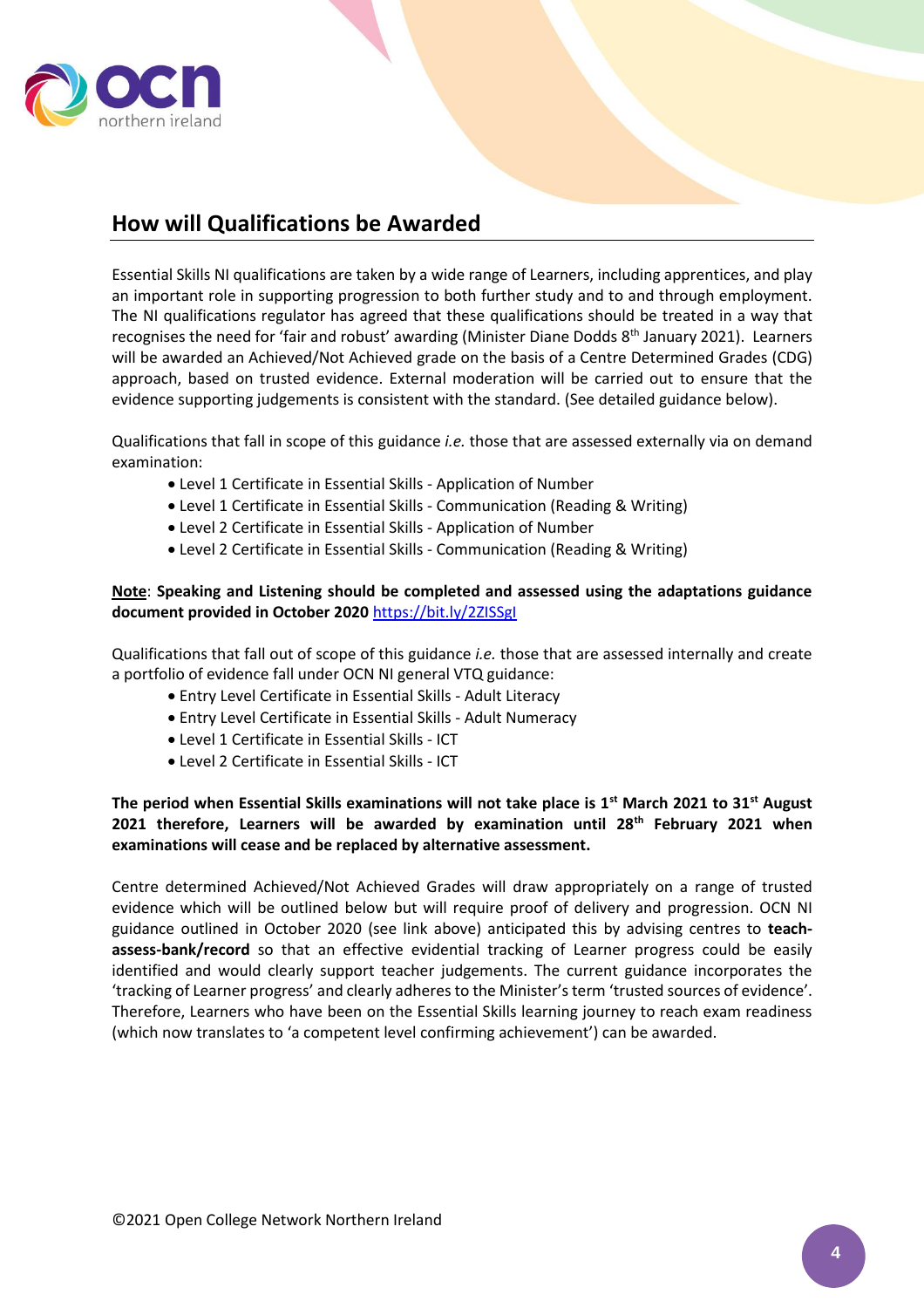## How will Qualifications be Awarded

Essential Skills NI qualifications are taken by a wide range of Learners, including apprentices, and play an important role in supporting progression to both further study and to and through employment. The NI qualifications regulator has agreed that these qualifications should be treated in a way that recognises the need for 'fair and robust' awarding (Minister Diane Dodds 8th January 2021). Learners will be awarded an Achieved/Not Achieved grade on the basis of a Centre Determined Grades (CDG) approach, based on trusted evidence. External moderation will be carried out to ensure that the evidence supporting judgements is consistent with the standard. (See detailed guidance below).

Qualifications that fall in scope of this guidance *i.e.* those that are assessed externally via on demand examination:

- Level 1 Certificate in Essential Skills - Application of Number
- Level 1 Certificate in Essential Skills - Communication (Reading & Writing)
- Level 2 Certificate in Essential Skills - Application of Number
- Level 2 Certificate in Essential Skills - Communication (Reading & Writing)

<u>**Note**</u>: **Speaking and Listening should be completed and assessed using the adaptations guidance document provided in October 2020** https://bit.ly/2ZISSgI

Qualifications that fall out of scope of this guidance *i.e.* those that are assessed internally and create a portfolio of evidence fall under OCN NI general VTQ guidance:

- Entry Level Certificate in Essential Skills - Adult Literacy
- Entry Level Certificate in Essential Skills - Adult Numeracy
- Level 1 Certificate in Essential Skills - ICT
- Level 2 Certificate in Essential Skills - ICT

**The period when Essential Skills examinations will not take place is 1st March 2021 to 31st August 2021 therefore, Learners will be awarded by examination until 28th February 2021 when examinations will cease and be replaced by alternative assessment.**

Centre determined Achieved/Not Achieved Grades will draw appropriately on a range of trusted evidence which will be outlined below but will require proof of delivery and progression. OCN NI guidance outlined in October 2020 (see link above) anticipated this by advising centres to **teach-assess-bank/record** so that an effective evidential tracking of Learner progress could be easily identified and would clearly support teacher judgements. The current guidance incorporates the 'tracking of Learner progress' and clearly adheres to the Minister's term 'trusted sources of evidence'. Therefore, Learners who have been on the Essential Skills learning journey to reach exam readiness (which now translates to 'a competent level confirming achievement') can be awarded.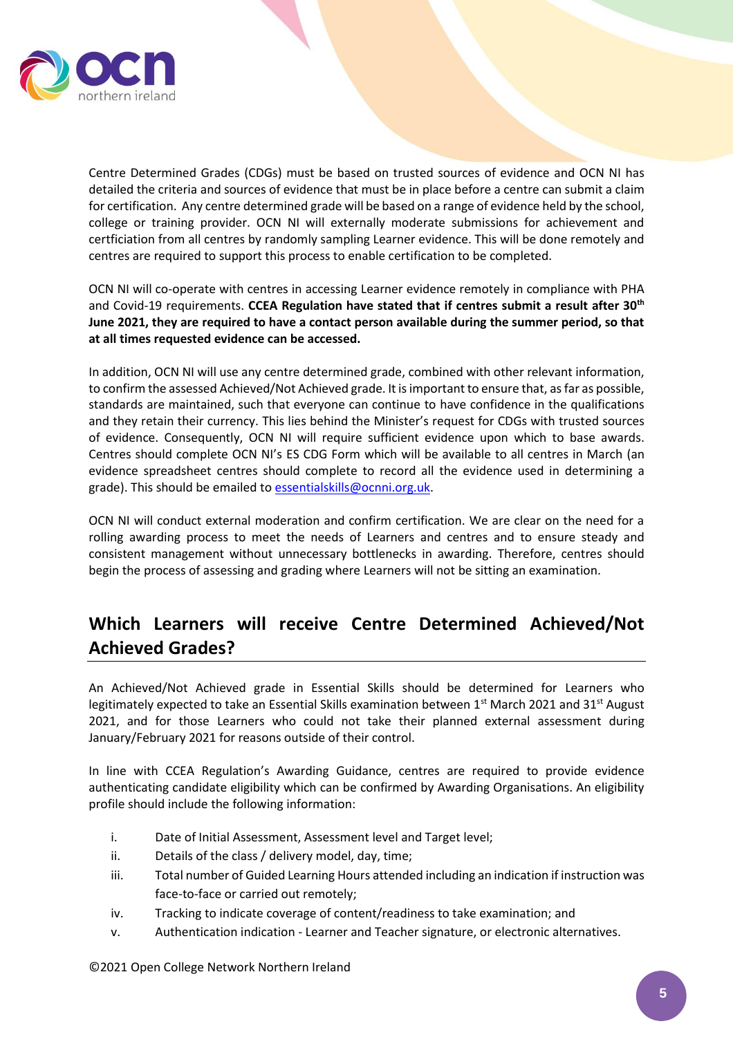Centre Determined Grades (CDGs) must be based on trusted sources of evidence and OCN NI has detailed the criteria and sources of evidence that must be in place before a centre can submit a claim for certification. Any centre determined grade will be based on a range of evidence held by the school, college or training provider. OCN NI will externally moderate submissions for achievement and certfiication from all centres by randomly sampling Learner evidence. This will be done remotely and centres are required to support this process to enable certification to be completed.

OCN NI will co-operate with centres in accessing Learner evidence remotely in compliance with PHA and Covid-19 requirements. **CCEA Regulation have stated that if centres submit a result after 30th June 2021, they are required to have a contact person available during the summer period, so that at all times requested evidence can be accessed.**

In addition, OCN NI will use any centre determined grade, combined with other relevant information, to confirm the assessed Achieved/Not Achieved grade. It is important to ensure that, as far as possible, standards are maintained, such that everyone can continue to have confidence in the qualifications and they retain their currency. This lies behind the Minister's request for CDGs with trusted sources of evidence. Consequently, OCN NI will require sufficient evidence upon which to base awards. Centres should complete OCN NI's ES CDG Form which will be available to all centres in March (an evidence spreadsheet centres should complete to record all the evidence used in determining a grade). This should be emailed to essentialskills@ocnni.org.uk.

OCN NI will conduct external moderation and confirm certification. We are clear on the need for a rolling awarding process to meet the needs of Learners and centres and to ensure steady and consistent management without unnecessary bottlenecks in awarding. Therefore, centres should begin the process of assessing and grading where Learners will not be sitting an examination.

## Which Learners will receive Centre Determined Achieved/Not Achieved Grades?

An Achieved/Not Achieved grade in Essential Skills should be determined for Learners who legitimately expected to take an Essential Skills examination between 1st March 2021 and 31st August 2021, and for those Learners who could not take their planned external assessment during January/February 2021 for reasons outside of their control.

In line with CCEA Regulation's Awarding Guidance, centres are required to provide evidence authenticating candidate eligibility which can be confirmed by Awarding Organisations. An eligibility profile should include the following information:

i. Date of Initial Assessment, Assessment level and Target level;
ii. Details of the class / delivery model, day, time;
iii. Total number of Guided Learning Hours attended including an indication if instruction was face-to-face or carried out remotely;
iv. Tracking to indicate coverage of content/readiness to take examination; and
v. Authentication indication - Learner and Teacher signature, or electronic alternatives.

©2021 Open College Network Northern Ireland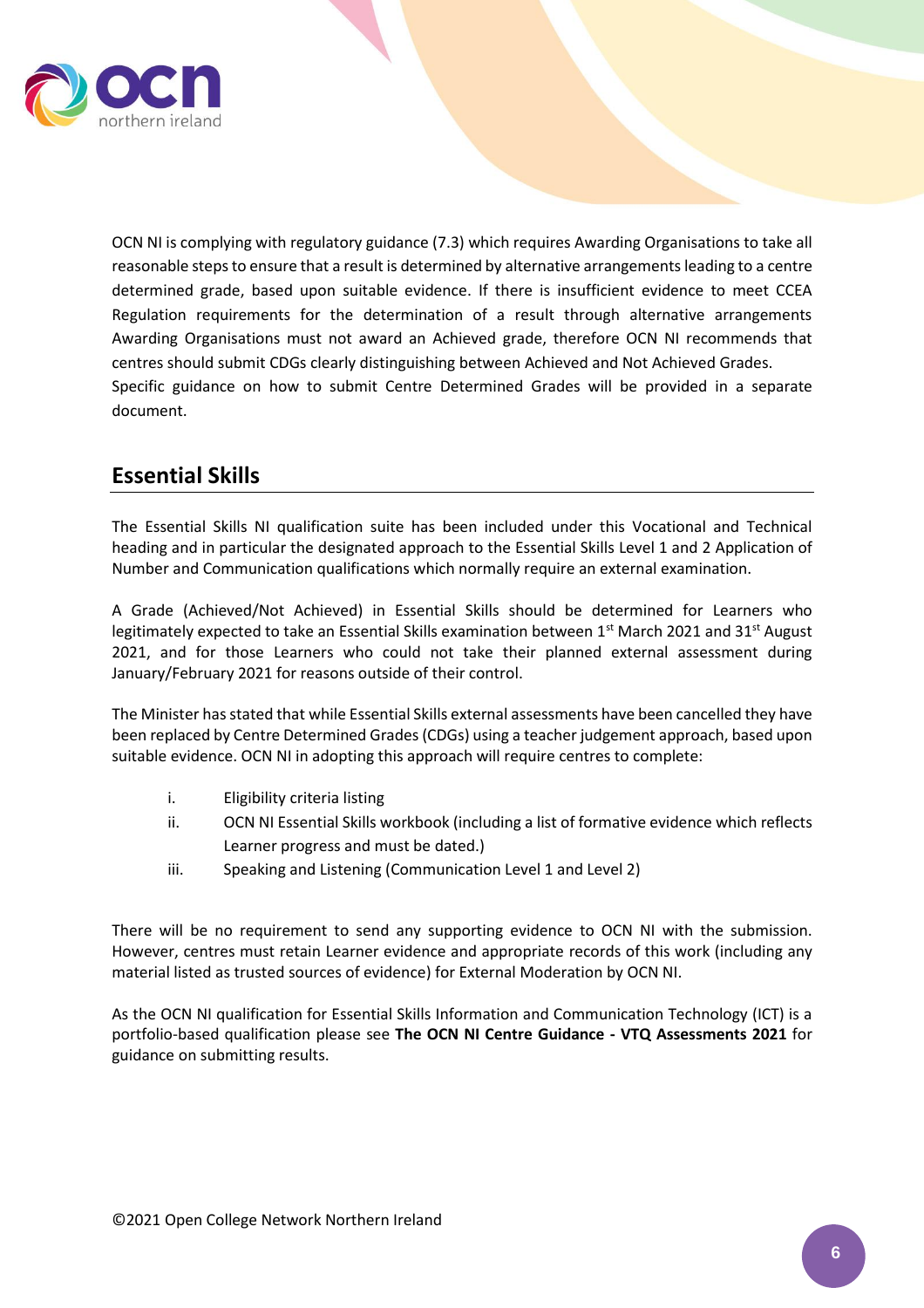OCN NI is complying with regulatory guidance (7.3) which requires Awarding Organisations to take all reasonable steps to ensure that a result is determined by alternative arrangements leading to a centre determined grade, based upon suitable evidence. If there is insufficient evidence to meet CCEA Regulation requirements for the determination of a result through alternative arrangements Awarding Organisations must not award an Achieved grade, therefore OCN NI recommends that centres should submit CDGs clearly distinguishing between Achieved and Not Achieved Grades.
Specific guidance on how to submit Centre Determined Grades will be provided in a separate document.

## Essential Skills

The Essential Skills NI qualification suite has been included under this Vocational and Technical heading and in particular the designated approach to the Essential Skills Level 1 and 2 Application of Number and Communication qualifications which normally require an external examination.

A Grade (Achieved/Not Achieved) in Essential Skills should be determined for Learners who legitimately expected to take an Essential Skills examination between 1st March 2021 and 31st August 2021, and for those Learners who could not take their planned external assessment during January/February 2021 for reasons outside of their control.

The Minister has stated that while Essential Skills external assessments have been cancelled they have been replaced by Centre Determined Grades (CDGs) using a teacher judgement approach, based upon suitable evidence. OCN NI in adopting this approach will require centres to complete:

i. Eligibility criteria listing
ii. OCN NI Essential Skills workbook (including a list of formative evidence which reflects Learner progress and must be dated.)
iii. Speaking and Listening (Communication Level 1 and Level 2)

There will be no requirement to send any supporting evidence to OCN NI with the submission. However, centres must retain Learner evidence and appropriate records of this work (including any material listed as trusted sources of evidence) for External Moderation by OCN NI.

As the OCN NI qualification for Essential Skills Information and Communication Technology (ICT) is a portfolio-based qualification please see **The OCN NI Centre Guidance - VTQ Assessments 2021** for guidance on submitting results.

©2021 Open College Network Northern Ireland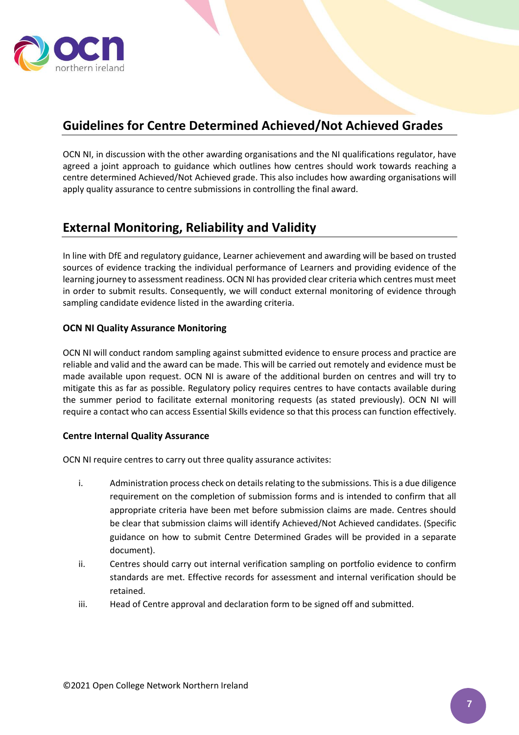## Guidelines for Centre Determined Achieved/Not Achieved Grades

OCN NI, in discussion with the other awarding organisations and the NI qualifications regulator, have agreed a joint approach to guidance which outlines how centres should work towards reaching a centre determined Achieved/Not Achieved grade. This also includes how awarding organisations will apply quality assurance to centre submissions in controlling the final award.

## External Monitoring, Reliability and Validity

In line with DfE and regulatory guidance, Learner achievement and awarding will be based on trusted sources of evidence tracking the individual performance of Learners and providing evidence of the learning journey to assessment readiness. OCN NI has provided clear criteria which centres must meet in order to submit results. Consequently, we will conduct external monitoring of evidence through sampling candidate evidence listed in the awarding criteria.

### OCN NI Quality Assurance Monitoring

OCN NI will conduct random sampling against submitted evidence to ensure process and practice are reliable and valid and the award can be made. This will be carried out remotely and evidence must be made available upon request. OCN NI is aware of the additional burden on centres and will try to mitigate this as far as possible. Regulatory policy requires centres to have contacts available during the summer period to facilitate external monitoring requests (as stated previously). OCN NI will require a contact who can access Essential Skills evidence so that this process can function effectively.

### Centre Internal Quality Assurance

OCN NI require centres to carry out three quality assurance activites:

i. Administration process check on details relating to the submissions. This is a due diligence requirement on the completion of submission forms and is intended to confirm that all appropriate criteria have been met before submission claims are made. Centres should be clear that submission claims will identify Achieved/Not Achieved candidates. (Specific guidance on how to submit Centre Determined Grades will be provided in a separate document).

ii. Centres should carry out internal verification sampling on portfolio evidence to confirm standards are met. Effective records for assessment and internal verification should be retained.

iii. Head of Centre approval and declaration form to be signed off and submitted.

©2021 Open College Network Northern Ireland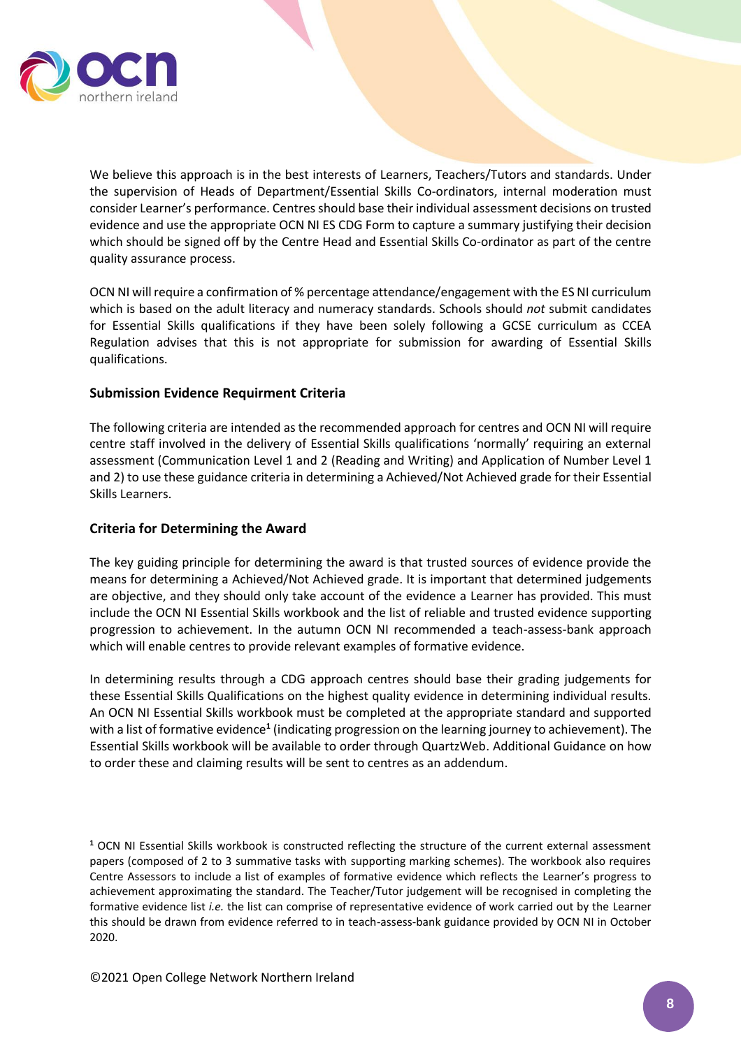We believe this approach is in the best interests of Learners, Teachers/Tutors and standards. Under the supervision of Heads of Department/Essential Skills Co-ordinators, internal moderation must consider Learner's performance. Centres should base their individual assessment decisions on trusted evidence and use the appropriate OCN NI ES CDG Form to capture a summary justifying their decision which should be signed off by the Centre Head and Essential Skills Co-ordinator as part of the centre quality assurance process.

OCN NI will require a confirmation of % percentage attendance/engagement with the ES NI curriculum which is based on the adult literacy and numeracy standards. Schools should *not* submit candidates for Essential Skills qualifications if they have been solely following a GCSE curriculum as CCEA Regulation advises that this is not appropriate for submission for awarding of Essential Skills qualifications.

### Submission Evidence Requirment Criteria

The following criteria are intended as the recommended approach for centres and OCN NI will require centre staff involved in the delivery of Essential Skills qualifications 'normally' requiring an external assessment (Communication Level 1 and 2 (Reading and Writing) and Application of Number Level 1 and 2) to use these guidance criteria in determining a Achieved/Not Achieved grade for their Essential Skills Learners.

### Criteria for Determining the Award

The key guiding principle for determining the award is that trusted sources of evidence provide the means for determining a Achieved/Not Achieved grade. It is important that determined judgements are objective, and they should only take account of the evidence a Learner has provided. This must include the OCN NI Essential Skills workbook and the list of reliable and trusted evidence supporting progression to achievement. In the autumn OCN NI recommended a teach-assess-bank approach which will enable centres to provide relevant examples of formative evidence.

In determining results through a CDG approach centres should base their grading judgements for these Essential Skills Qualifications on the highest quality evidence in determining individual results. An OCN NI Essential Skills workbook must be completed at the appropriate standard and supported with a list of formative evidence[1] (indicating progression on the learning journey to achievement). The Essential Skills workbook will be available to order through QuartzWeb. Additional Guidance on how to order these and claiming results will be sent to centres as an addendum.

[1] OCN NI Essential Skills workbook is constructed reflecting the structure of the current external assessment papers (composed of 2 to 3 summative tasks with supporting marking schemes). The workbook also requires Centre Assessors to include a list of examples of formative evidence which reflects the Learner's progress to achievement approximating the standard. The Teacher/Tutor judgement will be recognised in completing the formative evidence list *i.e.* the list can comprise of representative evidence of work carried out by the Learner this should be drawn from evidence referred to in teach-assess-bank guidance provided by OCN NI in October 2020.

©2021 Open College Network Northern Ireland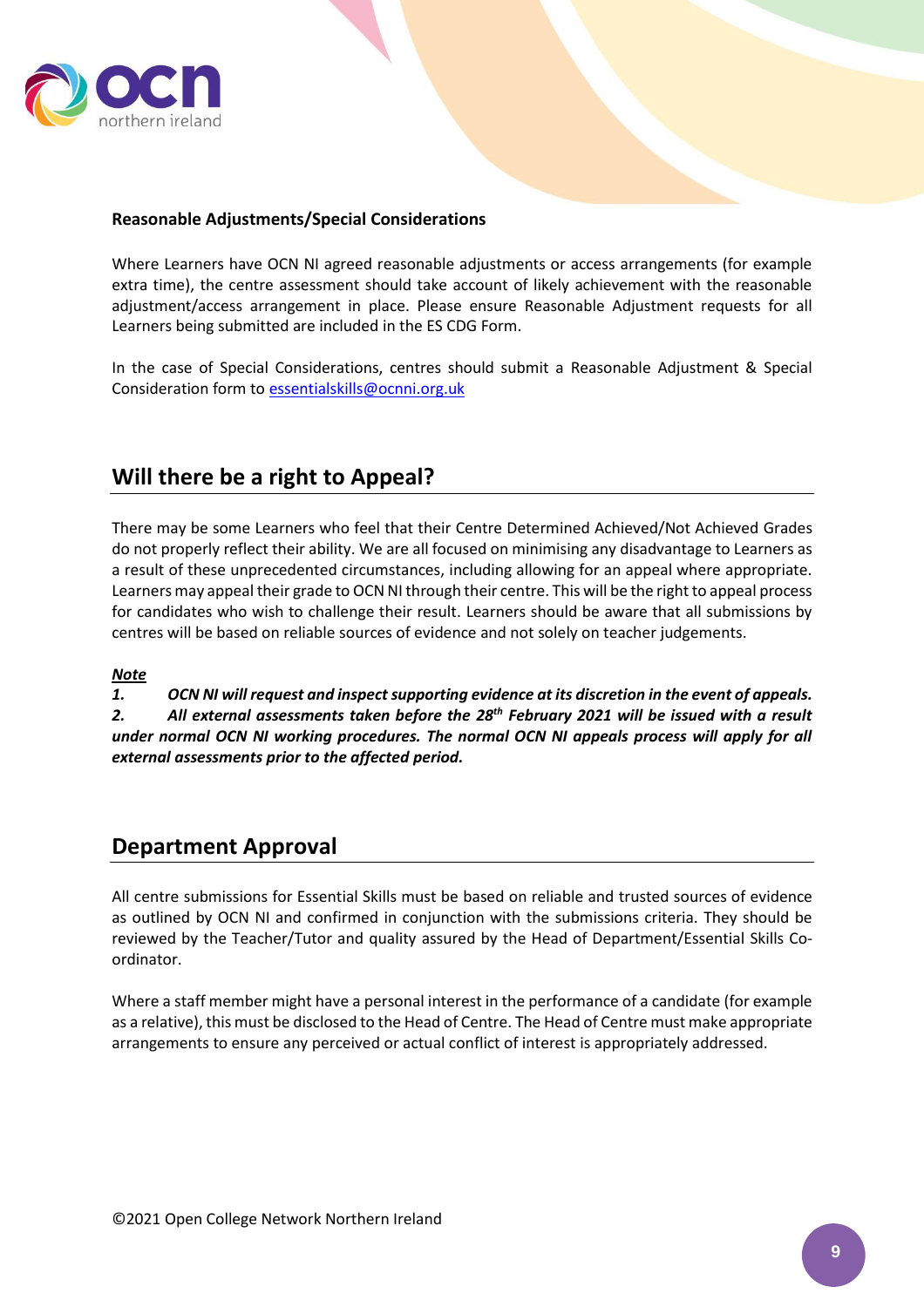**Reasonable Adjustments/Special Considerations**

Where Learners have OCN NI agreed reasonable adjustments or access arrangements (for example extra time), the centre assessment should take account of likely achievement with the reasonable adjustment/access arrangement in place. Please ensure Reasonable Adjustment requests for all Learners being submitted are included in the ES CDG Form.

In the case of Special Considerations, centres should submit a Reasonable Adjustment & Special Consideration form to essentialskills@ocnni.org.uk

## Will there be a right to Appeal?

There may be some Learners who feel that their Centre Determined Achieved/Not Achieved Grades do not properly reflect their ability. We are all focused on minimising any disadvantage to Learners as a result of these unprecedented circumstances, including allowing for an appeal where appropriate. Learners may appeal their grade to OCN NI through their centre. This will be the right to appeal process for candidates who wish to challenge their result. Learners should be aware that all submissions by centres will be based on reliable sources of evidence and not solely on teacher judgements.

***Note***

***1. OCN NI will request and inspect supporting evidence at its discretion in the event of appeals.***

***2. All external assessments taken before the 28th February 2021 will be issued with a result under normal OCN NI working procedures. The normal OCN NI appeals process will apply for all external assessments prior to the affected period.***

## Department Approval

All centre submissions for Essential Skills must be based on reliable and trusted sources of evidence as outlined by OCN NI and confirmed in conjunction with the submissions criteria. They should be reviewed by the Teacher/Tutor and quality assured by the Head of Department/Essential Skills Co-ordinator.

Where a staff member might have a personal interest in the performance of a candidate (for example as a relative), this must be disclosed to the Head of Centre. The Head of Centre must make appropriate arrangements to ensure any perceived or actual conflict of interest is appropriately addressed.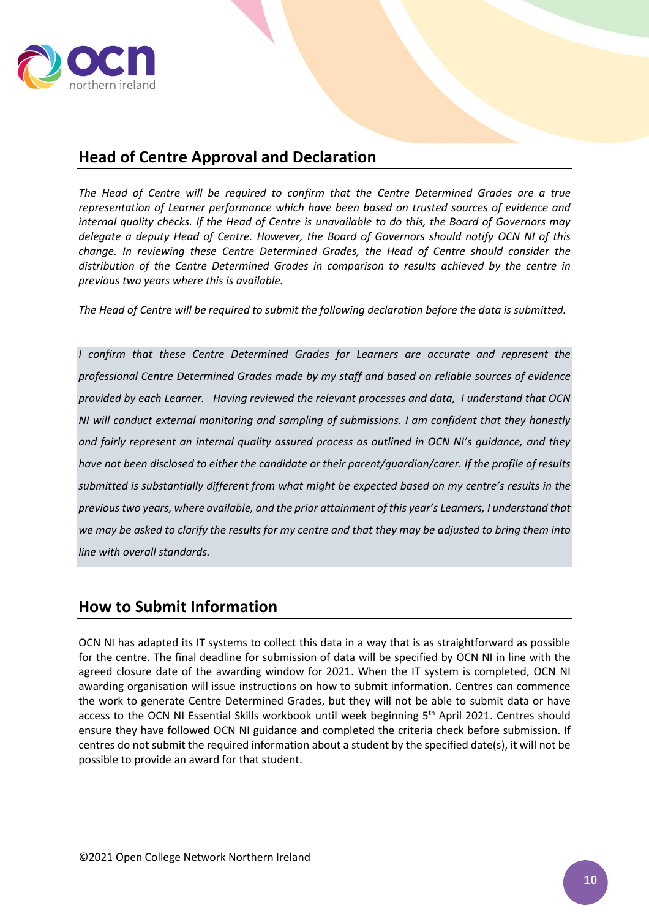## Head of Centre Approval and Declaration

*The Head of Centre will be required to confirm that the Centre Determined Grades are a true representation of Learner performance which have been based on trusted sources of evidence and internal quality checks. If the Head of Centre is unavailable to do this, the Board of Governors may delegate a deputy Head of Centre. However, the Board of Governors should notify OCN NI of this change. In reviewing these Centre Determined Grades, the Head of Centre should consider the distribution of the Centre Determined Grades in comparison to results achieved by the centre in previous two years where this is available.*

*The Head of Centre will be required to submit the following declaration before the data is submitted.*

> *I confirm that these Centre Determined Grades for Learners are accurate and represent the professional Centre Determined Grades made by my staff and based on reliable sources of evidence provided by each Learner. Having reviewed the relevant processes and data, I understand that OCN NI will conduct external monitoring and sampling of submissions. I am confident that they honestly and fairly represent an internal quality assured process as outlined in OCN NI's guidance, and they have not been disclosed to either the candidate or their parent/guardian/carer. If the profile of results submitted is substantially different from what might be expected based on my centre's results in the previous two years, where available, and the prior attainment of this year's Learners, I understand that we may be asked to clarify the results for my centre and that they may be adjusted to bring them into line with overall standards.*

## How to Submit Information

OCN NI has adapted its IT systems to collect this data in a way that is as straightforward as possible for the centre. The final deadline for submission of data will be specified by OCN NI in line with the agreed closure date of the awarding window for 2021. When the IT system is completed, OCN NI awarding organisation will issue instructions on how to submit information. Centres can commence the work to generate Centre Determined Grades, but they will not be able to submit data or have access to the OCN NI Essential Skills workbook until week beginning 5th April 2021. Centres should ensure they have followed OCN NI guidance and completed the criteria check before submission. If centres do not submit the required information about a student by the specified date(s), it will not be possible to provide an award for that student.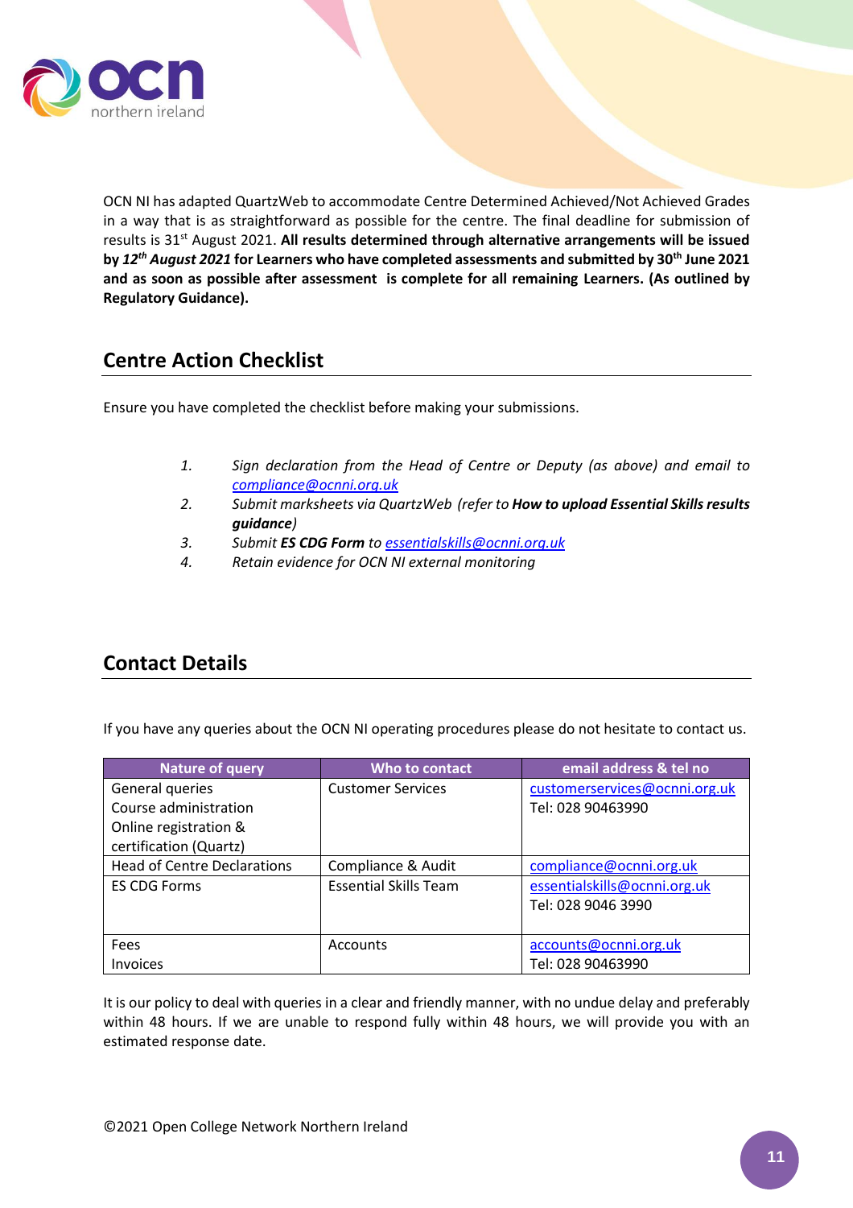OCN NI has adapted QuartzWeb to accommodate Centre Determined Achieved/Not Achieved Grades in a way that is as straightforward as possible for the centre. The final deadline for submission of results is 31st August 2021. **All results determined through alternative arrangements will be issued by *12th August 2021* for Learners who have completed assessments and submitted by 30th June 2021 and as soon as possible after assessment is complete for all remaining Learners. (As outlined by Regulatory Guidance).**

## Centre Action Checklist

Ensure you have completed the checklist before making your submissions.

1. *Sign declaration from the Head of Centre or Deputy (as above) and email to compliance@ocnni.org.uk*
2. *Submit marksheets via QuartzWeb (refer to **How to upload Essential Skills results guidance**)*
3. *Submit **ES CDG Form** to essentialskills@ocnni.org.uk*
4. *Retain evidence for OCN NI external monitoring*

## Contact Details

If you have any queries about the OCN NI operating procedures please do not hesitate to contact us.

| Nature of query | Who to contact | email address & tel no |
|---|---|---|
| General queries<br>Course administration<br>Online registration & certification (Quartz) | Customer Services | customerservices@ocnni.org.uk<br>Tel: 028 90463990 |
| Head of Centre Declarations | Compliance & Audit | compliance@ocnni.org.uk |
| ES CDG Forms | Essential Skills Team | essentialskills@ocnni.org.uk<br>Tel: 028 9046 3990 |
| Fees<br>Invoices | Accounts | accounts@ocnni.org.uk<br>Tel: 028 90463990 |

It is our policy to deal with queries in a clear and friendly manner, with no undue delay and preferably within 48 hours. If we are unable to respond fully within 48 hours, we will provide you with an estimated response date.

©2021 Open College Network Northern Ireland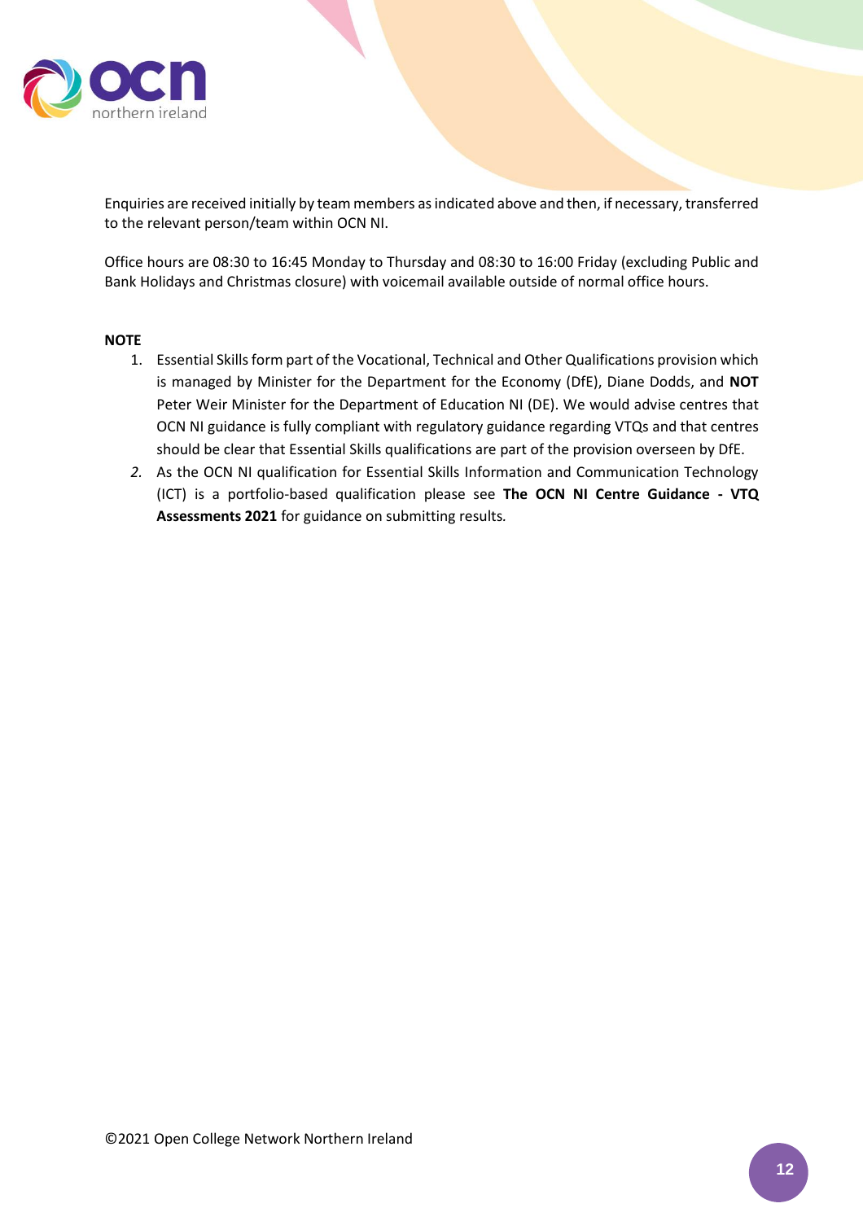Enquiries are received initially by team members as indicated above and then, if necessary, transferred to the relevant person/team within OCN NI.

Office hours are 08:30 to 16:45 Monday to Thursday and 08:30 to 16:00 Friday (excluding Public and Bank Holidays and Christmas closure) with voicemail available outside of normal office hours.

**NOTE**

1. Essential Skills form part of the Vocational, Technical and Other Qualifications provision which is managed by Minister for the Department for the Economy (DfE), Diane Dodds, and **NOT** Peter Weir Minister for the Department of Education NI (DE). We would advise centres that OCN NI guidance is fully compliant with regulatory guidance regarding VTQs and that centres should be clear that Essential Skills qualifications are part of the provision overseen by DfE.
2. As the OCN NI qualification for Essential Skills Information and Communication Technology (ICT) is a portfolio-based qualification please see **The OCN NI Centre Guidance - VTQ Assessments 2021** for guidance on submitting results.

©2021 Open College Network Northern Ireland